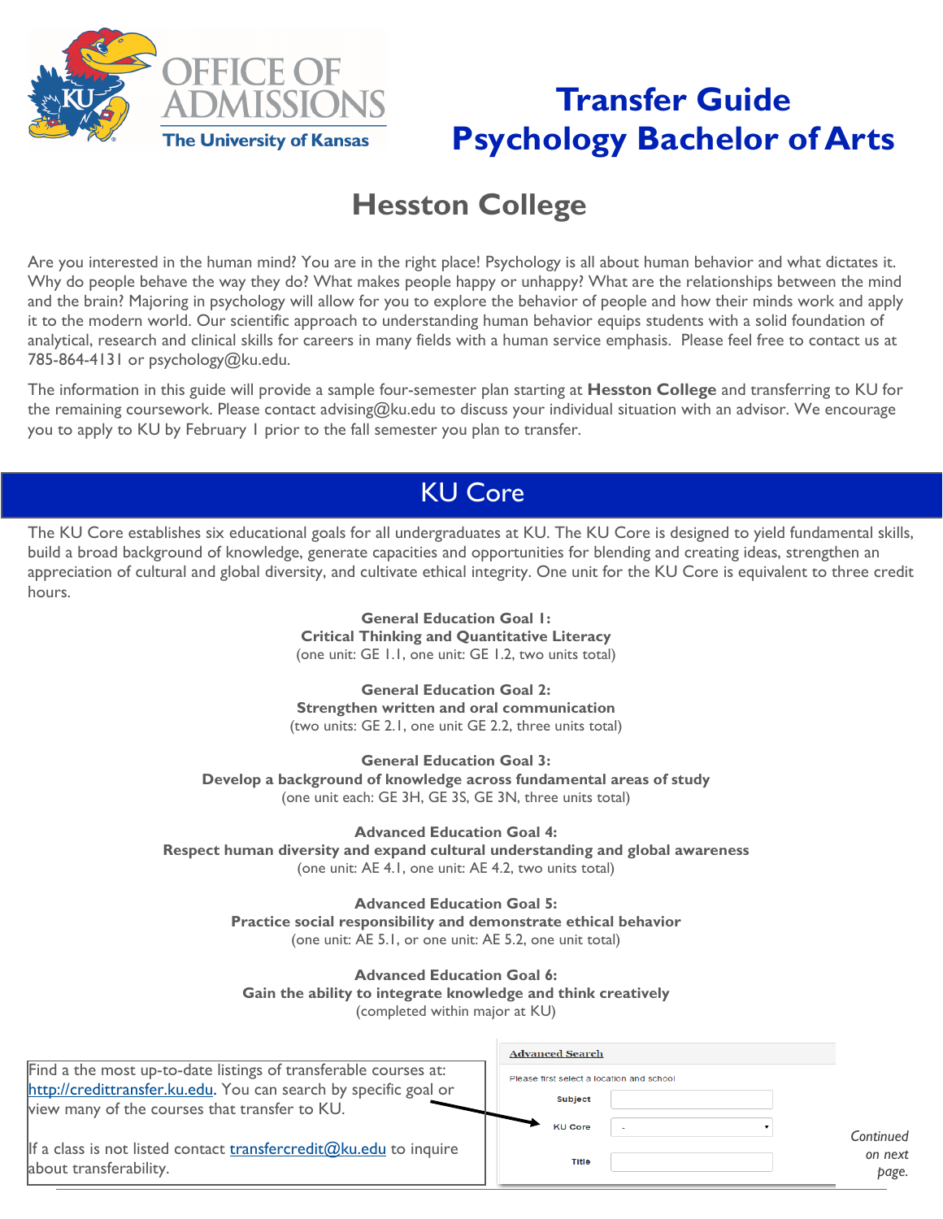# Transfer Guide
# Psychology Bachelor of Arts

## Hesston College

Are you interested in the human mind? You are in the right place! Psychology is all about human behavior and what dictates it. Why do people behave the way they do? What makes people happy or unhappy? What are the relationships between the mind and the brain? Majoring in psychology will allow for you to explore the behavior of people and how their minds work and apply it to the modern world. Our scientific approach to understanding human behavior equips students with a solid foundation of analytical, research and clinical skills for careers in many fields with a human service emphasis. Please feel free to contact us at 785-864-4131 or psychology@ku.edu.

The information in this guide will provide a sample four-semester plan starting at **Hesston College** and transferring to KU for the remaining coursework. Please contact advising@ku.edu to discuss your individual situation with an advisor. We encourage you to apply to KU by February 1 prior to the fall semester you plan to transfer.

## KU Core

The KU Core establishes six educational goals for all undergraduates at KU. The KU Core is designed to yield fundamental skills, build a broad background of knowledge, generate capacities and opportunities for blending and creating ideas, strengthen an appreciation of cultural and global diversity, and cultivate ethical integrity. One unit for the KU Core is equivalent to three credit hours.

**General Education Goal 1:**
**Critical Thinking and Quantitative Literacy**
(one unit: GE 1.1, one unit: GE 1.2, two units total)

**General Education Goal 2:**
**Strengthen written and oral communication**
(two units: GE 2.1, one unit GE 2.2, three units total)

**General Education Goal 3:**
**Develop a background of knowledge across fundamental areas of study**
(one unit each: GE 3H, GE 3S, GE 3N, three units total)

**Advanced Education Goal 4:**
**Respect human diversity and expand cultural understanding and global awareness**
(one unit: AE 4.1, one unit: AE 4.2, two units total)

**Advanced Education Goal 5:**
**Practice social responsibility and demonstrate ethical behavior**
(one unit: AE 5.1, or one unit: AE 5.2, one unit total)

**Advanced Education Goal 6:**
**Gain the ability to integrate knowledge and think creatively**
(completed within major at KU)

Find a the most up-to-date listings of transferable courses at: http://credittransfer.ku.edu. You can search by specific goal or view many of the courses that transfer to KU.

If a class is not listed contact transfercredit@ku.edu to inquire about transferability.

Advanced Search

Please first select a location and school

Subject

KU Core

Title

*Continued on next page.*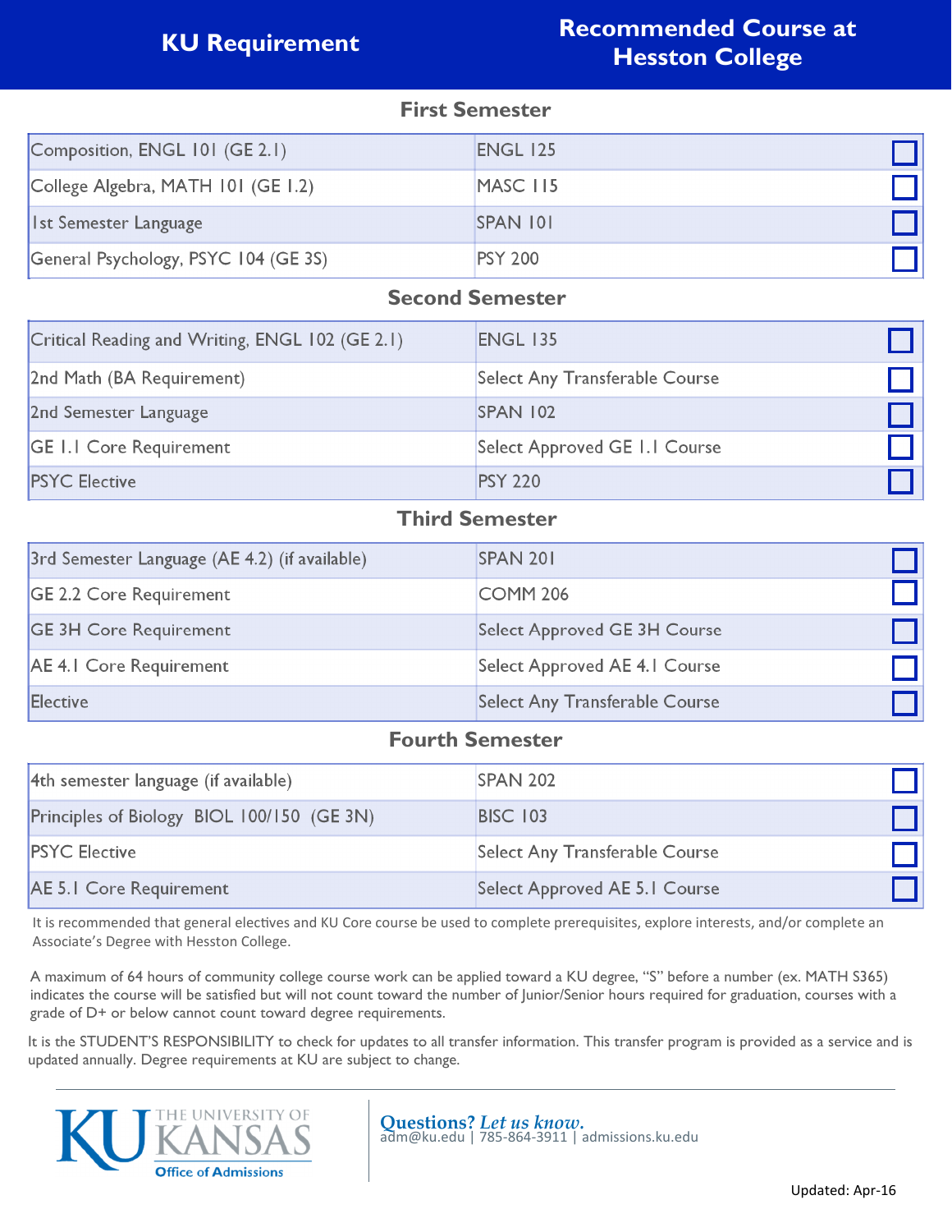| KU Requirement | Recommended Course at Hesston College |
|---|---|

### First Semester

| | |
|---|---|
| Composition, ENGL 101 (GE 2.1) | ENGL 125 |
| College Algebra, MATH 101 (GE 1.2) | MASC 115 |
| 1st Semester Language | SPAN 101 |
| General Psychology, PSYC 104 (GE 3S) | PSY 200 |

### Second Semester

| | |
|---|---|
| Critical Reading and Writing, ENGL 102 (GE 2.1) | ENGL 135 |
| 2nd Math (BA Requirement) | Select Any Transferable Course |
| 2nd Semester Language | SPAN 102 |
| GE 1.1 Core Requirement | Select Approved GE 1.1 Course |
| PSYC Elective | PSY 220 |

### Third Semester

| | |
|---|---|
| 3rd Semester Language (AE 4.2) (if available) | SPAN 201 |
| GE 2.2 Core Requirement | COMM 206 |
| GE 3H Core Requirement | Select Approved GE 3H Course |
| AE 4.1 Core Requirement | Select Approved AE 4.1 Course |
| Elective | Select Any Transferable Course |

### Fourth Semester

| | |
|---|---|
| 4th semester language (if available) | SPAN 202 |
| Principles of Biology BIOL 100/150 (GE 3N) | BISC 103 |
| PSYC Elective | Select Any Transferable Course |
| AE 5.1 Core Requirement | Select Approved AE 5.1 Course |

It is recommended that general electives and KU Core course be used to complete prerequisites, explore interests, and/or complete an Associate's Degree with Hesston College.

A maximum of 64 hours of community college course work can be applied toward a KU degree, "S" before a number (ex. MATH S365) indicates the course will be satisfied but will not count toward the number of Junior/Senior hours required for graduation, courses with a grade of D+ or below cannot count toward degree requirements.

It is the STUDENT'S RESPONSIBILITY to check for updates to all transfer information. This transfer program is provided as a service and is updated annually. Degree requirements at KU are subject to change.

KU THE UNIVERSITY OF KANSAS
Office of Admissions

**Questions?** *Let us know.*
adm@ku.edu | 785-864-3911 | admissions.ku.edu

Updated: Apr-16